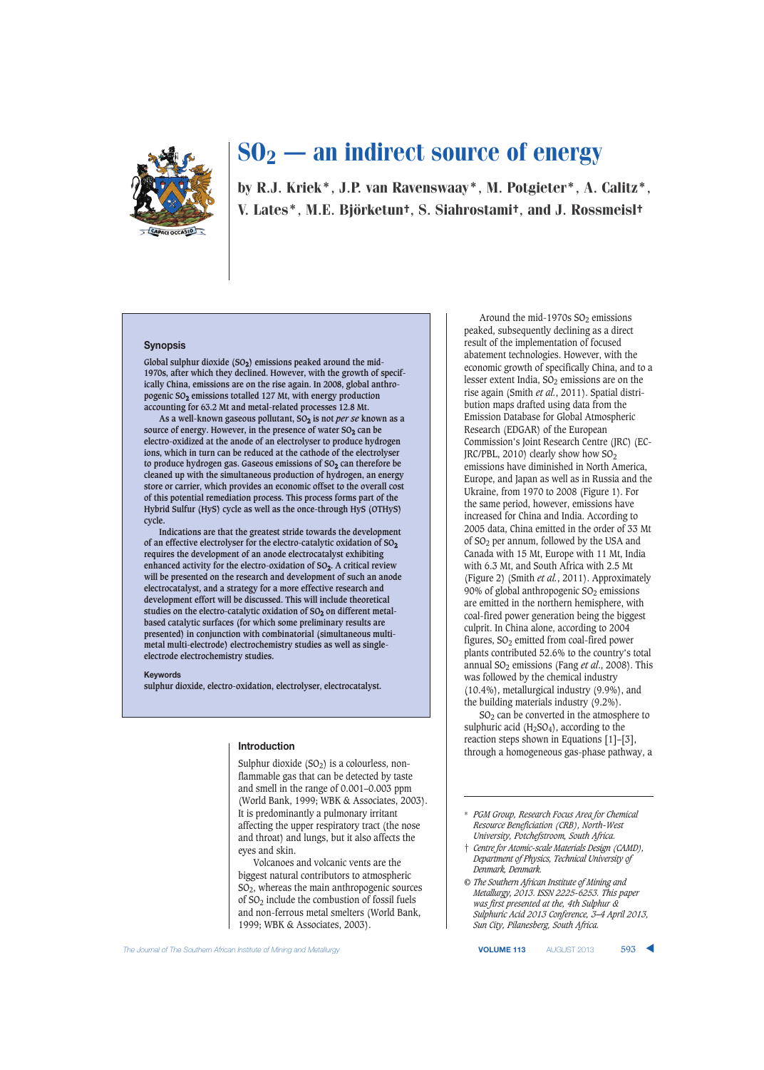# $SO_2$ — an indirect source of energy

by R.J. Kriek*, J.P. van Ravenswaay*, M. Potgieter*, A. Calitz*, V. Lates*, M.E. Björketun†, S. Siahrostami†, and J. Rossmeisl†

## Synopsis

Global sulphur dioxide ($SO_2$) emissions peaked around the mid-1970s, after which they declined. However, with the growth of specifically China, emissions are on the rise again. In 2008, global anthropogenic $SO_2$ emissions totalled 127 Mt, with energy production accounting for 63.2 Mt and metal-related processes 12.8 Mt.

As a well-known gaseous pollutant, $SO_2$ is not *per se* known as a source of energy. However, in the presence of water $SO_2$ can be electro-oxidized at the anode of an electrolyser to produce hydrogen ions, which in turn can be reduced at the cathode of the electrolyser to produce hydrogen gas. Gaseous emissions of $SO_2$ can therefore be cleaned up with the simultaneous production of hydrogen, an energy store or carrier, which provides an economic offset to the overall cost of this potential remediation process. This process forms part of the Hybrid Sulfur (HyS) cycle as well as the once-through HyS (OTHyS) cycle.

Indications are that the greatest stride towards the development of an effective electrolyser for the electro-catalytic oxidation of $SO_2$ requires the development of an anode electrocatalyst exhibiting enhanced activity for the electro-oxidation of $SO_2$. A critical review will be presented on the research and development of such an anode electrocatalyst, and a strategy for a more effective research and development effort will be discussed. This will include theoretical studies on the electro-catalytic oxidation of $SO_2$ on different metal-based catalytic surfaces (for which some preliminary results are presented) in conjunction with combinatorial (simultaneous multi-metal multi-electrode) electrochemistry studies as well as single-electrode electrochemistry studies.

**Keywords**

sulphur dioxide, electro-oxidation, electrolyser, electrocatalyst.

## Introduction

Sulphur dioxide ($SO_2$) is a colourless, non-flammable gas that can be detected by taste and smell in the range of 0.001–0.003 ppm (World Bank, 1999; WBK & Associates, 2003). It is predominantly a pulmonary irritant affecting the upper respiratory tract (the nose and throat) and lungs, but it also affects the eyes and skin.

Volcanoes and volcanic vents are the biggest natural contributors to atmospheric $SO_2$, whereas the main anthropogenic sources of $SO_2$ include the combustion of fossil fuels and non-ferrous metal smelters (World Bank, 1999; WBK & Associates, 2003).

Around the mid-1970s $SO_2$ emissions peaked, subsequently declining as a direct result of the implementation of focused abatement technologies. However, with the economic growth of specifically China, and to a lesser extent India, $SO_2$ emissions are on the rise again (Smith *et al.*, 2011). Spatial distribution maps drafted using data from the Emission Database for Global Atmospheric Research (EDGAR) of the European Commission's Joint Research Centre (JRC) (EC-JRC/PBL, 2010) clearly show how $SO_2$ emissions have diminished in North America, Europe, and Japan as well as in Russia and the Ukraine, from 1970 to 2008 (Figure 1). For the same period, however, emissions have increased for China and India. According to 2005 data, China emitted in the order of 33 Mt of $SO_2$ per annum, followed by the USA and Canada with 15 Mt, Europe with 11 Mt, India with 6.3 Mt, and South Africa with 2.5 Mt (Figure 2) (Smith *et al.*, 2011). Approximately 90% of global anthropogenic $SO_2$ emissions are emitted in the northern hemisphere, with coal-fired power generation being the biggest culprit. In China alone, according to 2004 figures, $SO_2$ emitted from coal-fired power plants contributed 52.6% to the country's total annual $SO_2$ emissions (Fang *et al.*, 2008). This was followed by the chemical industry (10.4%), metallurgical industry (9.9%), and the building materials industry (9.2%).

$SO_2$ can be converted in the atmosphere to sulphuric acid ($H_2SO_4$), according to the reaction steps shown in Equations [1]–[3], through a homogeneous gas-phase pathway, a

---

\* PGM Group, Research Focus Area for Chemical Resource Beneficiation (CRB), North-West University, Potchefstroom, South Africa.

† Centre for Atomic-scale Materials Design (CAMD), Department of Physics, Technical University of Denmark, Denmark.

© The Southern African Institute of Mining and Metallurgy, 2013. ISSN 2225-6253. This paper was first presented at the, 4th Sulphur & Sulphuric Acid 2013 Conference, 3–4 April 2013, Sun City, Pilanesberg, South Africa.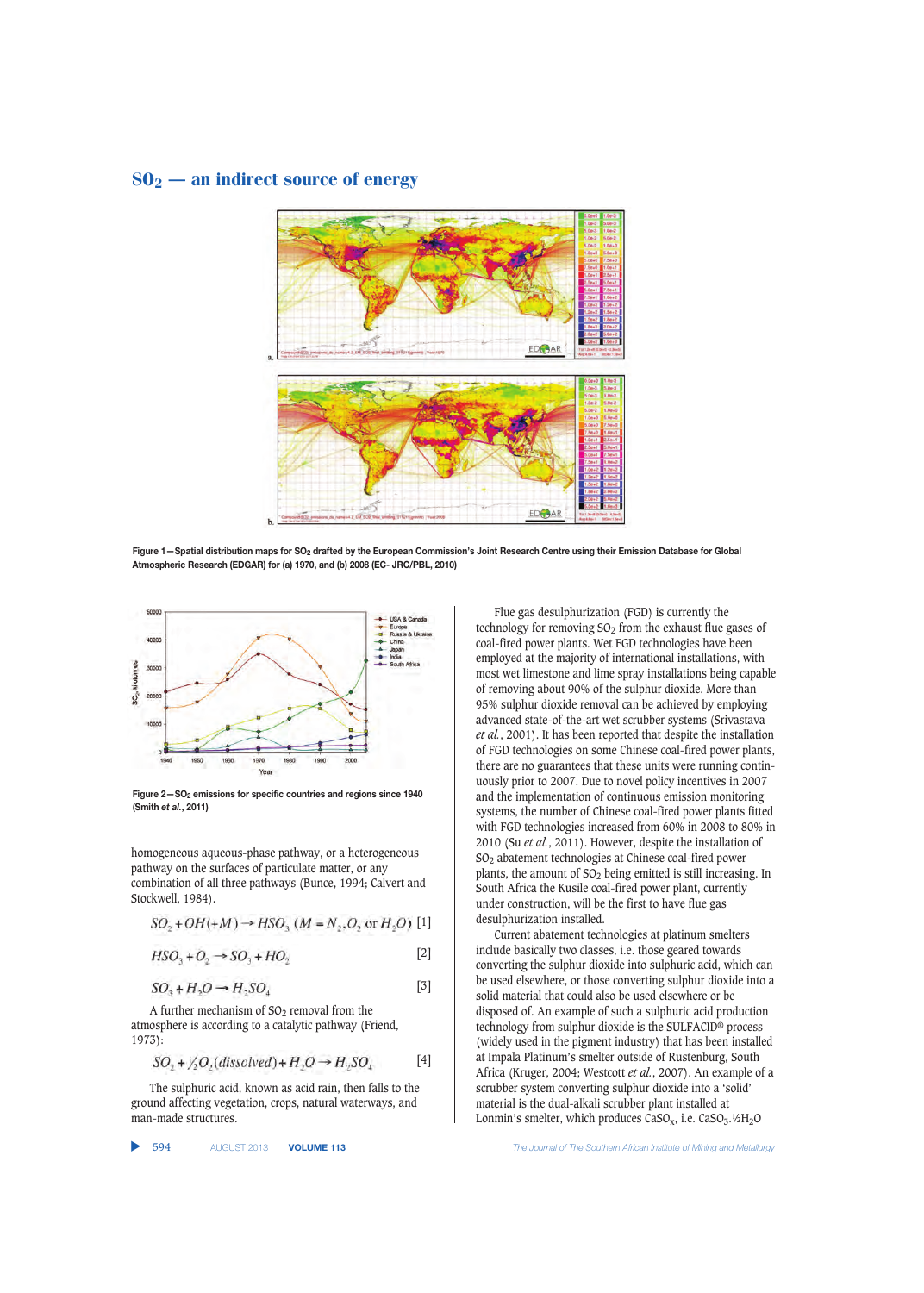# $SO_2$ — an indirect source of energy

Figure 1—Spatial distribution maps for $SO_2$ drafted by the European Commission's Joint Research Centre using their Emission Database for Global Atmospheric Research (EDGAR) for (a) 1970, and (b) 2008 (EC- JRC/PBL, 2010)

Figure 2—$SO_2$ emissions for specific countries and regions since 1940 (Smith *et al.*, 2011)

homogeneous aqueous-phase pathway, or a heterogeneous pathway on the surfaces of particulate matter, or any combination of all three pathways (Bunce, 1994; Calvert and Stockwell, 1984).

$$SO_2 + OH(+M) \rightarrow HSO_3 \ (M = N_2, O_2 \text{ or } H_2O) \quad [1]$$

$$HSO_3 + O_2 \rightarrow SO_3 + HO_2 \quad [2]$$

$$SO_3 + H_2O \rightarrow H_2SO_4 \quad [3]$$

A further mechanism of $SO_2$ removal from the atmosphere is according to a catalytic pathway (Friend, 1973):

$$SO_2 + \tfrac{1}{2}O_2(dissolved) + H_2O \rightarrow H_2SO_4 \quad [4]$$

The sulphuric acid, known as acid rain, then falls to the ground affecting vegetation, crops, natural waterways, and man-made structures.

Flue gas desulphurization (FGD) is currently the technology for removing $SO_2$ from the exhaust flue gases of coal-fired power plants. Wet FGD technologies have been employed at the majority of international installations, with most wet limestone and lime spray installations being capable of removing about 90% of the sulphur dioxide. More than 95% sulphur dioxide removal can be achieved by employing advanced state-of-the-art wet scrubber systems (Srivastava *et al.*, 2001). It has been reported that despite the installation of FGD technologies on some Chinese coal-fired power plants, there are no guarantees that these units were running continuously prior to 2007. Due to novel policy incentives in 2007 and the implementation of continuous emission monitoring systems, the number of Chinese coal-fired power plants fitted with FGD technologies increased from 60% in 2008 to 80% in 2010 (Su *et al.*, 2011). However, despite the installation of $SO_2$ abatement technologies at Chinese coal-fired power plants, the amount of $SO_2$ being emitted is still increasing. In South Africa the Kusile coal-fired power plant, currently under construction, will be the first to have flue gas desulphurization installed.

Current abatement technologies at platinum smelters include basically two classes, i.e. those geared towards converting the sulphur dioxide into sulphuric acid, which can be used elsewhere, or those converting sulphur dioxide into a solid material that could also be used elsewhere or be disposed of. An example of such a sulphuric acid production technology from sulphur dioxide is the SULFACID® process (widely used in the pigment industry) that has been installed at Impala Platinum's smelter outside of Rustenburg, South Africa (Kruger, 2004; Westcott *et al.*, 2007). An example of a scrubber system converting sulphur dioxide into a 'solid' material is the dual-alkali scrubber plant installed at Lonmin's smelter, which produces $CaSO_x$, i.e. $CaSO_3.\tfrac{1}{2}H_2O$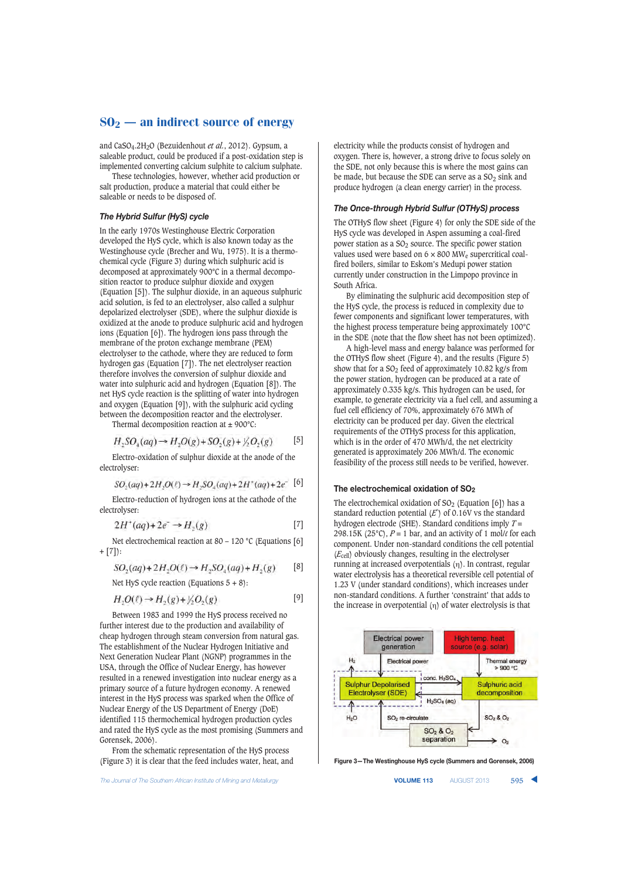## $SO_2$ — an indirect source of energy

and $CaSO_4.2H_2O$ (Bezuidenhout *et al.*, 2012). Gypsum, a saleable product, could be produced if a post-oxidation step is implemented converting calcium sulphite to calcium sulphate.

These technologies, however, whether acid production or salt production, produce a material that could either be saleable or needs to be disposed of.

### The Hybrid Sulfur (HyS) cycle

In the early 1970s Westinghouse Electric Corporation developed the HyS cycle, which is also known today as the Westinghouse cycle (Brecher and Wu, 1975). It is a thermochemical cycle (Figure 3) during which sulphuric acid is decomposed at approximately 900°C in a thermal decomposition reactor to produce sulphur dioxide and oxygen (Equation [5]). The sulphur dioxide, in an aqueous sulphuric acid solution, is fed to an electrolyser, also called a sulphur depolarized electrolyser (SDE), where the sulphur dioxide is oxidized at the anode to produce sulphuric acid and hydrogen ions (Equation [6]). The hydrogen ions pass through the membrane of the proton exchange membrane (PEM) electrolyser to the cathode, where they are reduced to form hydrogen gas (Equation [7]). The net electrolyser reaction therefore involves the conversion of sulphur dioxide and water into sulphuric acid and hydrogen (Equation [8]). The net HyS cycle reaction is the splitting of water into hydrogen and oxygen (Equation [9]), with the sulphuric acid cycling between the decomposition reactor and the electrolyser.

Thermal decomposition reaction at ± 900°C:

$$H_2SO_4(aq) \rightarrow H_2O(g) + SO_2(g) + \tfrac{1}{2}O_2(g) \qquad [5]$$

Electro-oxidation of sulphur dioxide at the anode of the electrolyser:

$$SO_2(aq) + 2H_2O(\ell) \rightarrow H_2SO_4(aq) + 2H^+(aq) + 2e^- \qquad [6]$$

Electro-reduction of hydrogen ions at the cathode of the electrolyser:

$$2H^+(aq) + 2e^- \rightarrow H_2(g) \qquad [7]$$

Net electrochemical reaction at 80 – 120 °C (Equations [6] + [7]):

$$SO_2(aq) + 2H_2O(\ell) \rightarrow H_2SO_4(aq) + H_2(g) \qquad [8]$$

Net HyS cycle reaction (Equations 5 + 8):

$$H_2O(\ell) \rightarrow H_2(g) + \tfrac{1}{2}O_2(g) \qquad [9]$$

Between 1983 and 1999 the HyS process received no further interest due to the production and availability of cheap hydrogen through steam conversion from natural gas. The establishment of the Nuclear Hydrogen Initiative and Next Generation Nuclear Plant (NGNP) programmes in the USA, through the Office of Nuclear Energy, has however resulted in a renewed investigation into nuclear energy as a primary source of a future hydrogen economy. A renewed interest in the HyS process was sparked when the Office of Nuclear Energy of the US Department of Energy (DoE) identified 115 thermochemical hydrogen production cycles and rated the HyS cycle as the most promising (Summers and Gorensek, 2006).

From the schematic representation of the HyS process (Figure 3) it is clear that the feed includes water, heat, and electricity while the products consist of hydrogen and oxygen. There is, however, a strong drive to focus solely on the SDE, not only because this is where the most gains can be made, but because the SDE can serve as a $SO_2$ sink and produce hydrogen (a clean energy carrier) in the process.

### The Once-through Hybrid Sulfur (OTHyS) process

The OTHyS flow sheet (Figure 4) for only the SDE side of the HyS cycle was developed in Aspen assuming a coal-fired power station as a $SO_2$ source. The specific power station values used were based on 6 × 800 $MW_e$ supercritical coal-fired boilers, similar to Eskom's Medupi power station currently under construction in the Limpopo province in South Africa.

By eliminating the sulphuric acid decomposition step of the HyS cycle, the process is reduced in complexity due to fewer components and significant lower temperatures, with the highest process temperature being approximately 100°C in the SDE (note that the flow sheet has not been optimized).

A high-level mass and energy balance was performed for the OTHyS flow sheet (Figure 4), and the results (Figure 5) show that for a $SO_2$ feed of approximately 10.82 kg/s from the power station, hydrogen can be produced at a rate of approximately 0.335 kg/s. This hydrogen can be used, for example, to generate electricity via a fuel cell, and assuming a fuel cell efficiency of 70%, approximately 676 MWh of electricity can be produced per day. Given the electrical requirements of the OTHyS process for this application, which is in the order of 470 MWh/d, the net electricity generated is approximately 206 MWh/d. The economic feasibility of the process still needs to be verified, however.

### The electrochemical oxidation of $SO_2$

The electrochemical oxidation of $SO_2$ (Equation [6]) has a standard reduction potential ($E^\circ$) of 0.16V vs the standard hydrogen electrode (SHE). Standard conditions imply $T$ = 298.15K (25°C), $P$ = 1 bar, and an activity of 1 mol/ℓ for each component. Under non-standard conditions the cell potential ($E_{cell}$) obviously changes, resulting in the electrolyser running at increased overpotentials ($\eta$). In contrast, regular water electrolysis has a theoretical reversible cell potential of 1.23 V (under standard conditions), which increases under non-standard conditions. A further 'constraint' that adds to the increase in overpotential ($\eta$) of water electrolysis is that

Figure 3—The Westinghouse HyS cycle (Summers and Gorensek, 2006)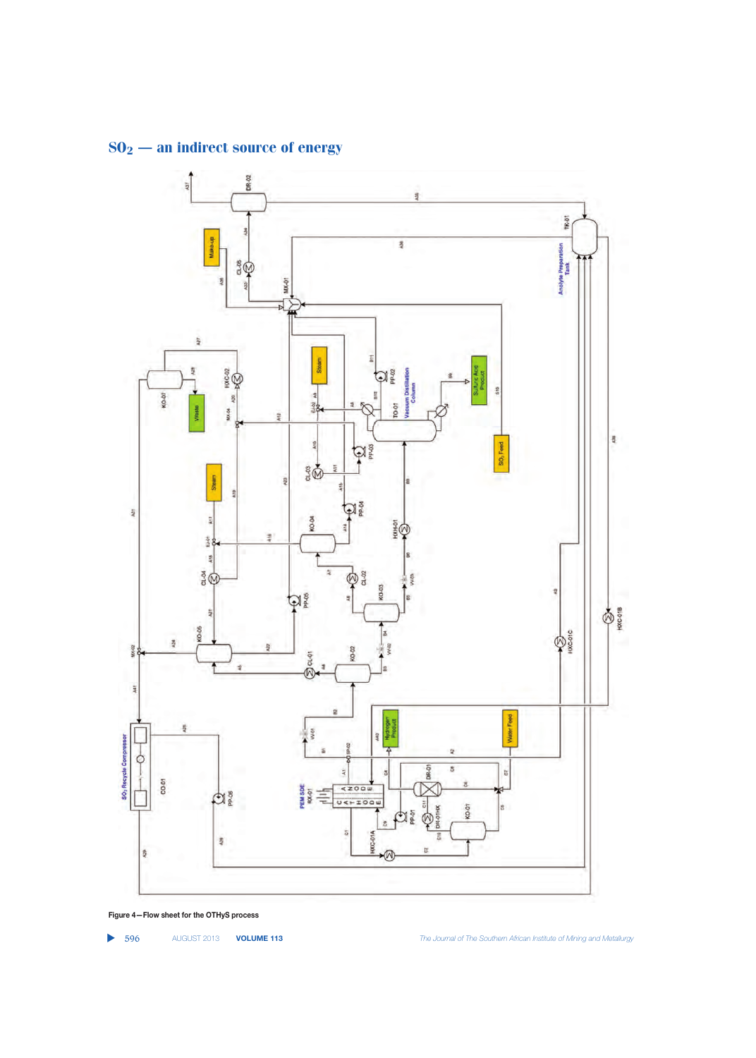Figure 4—Flow sheet for the OTHyS process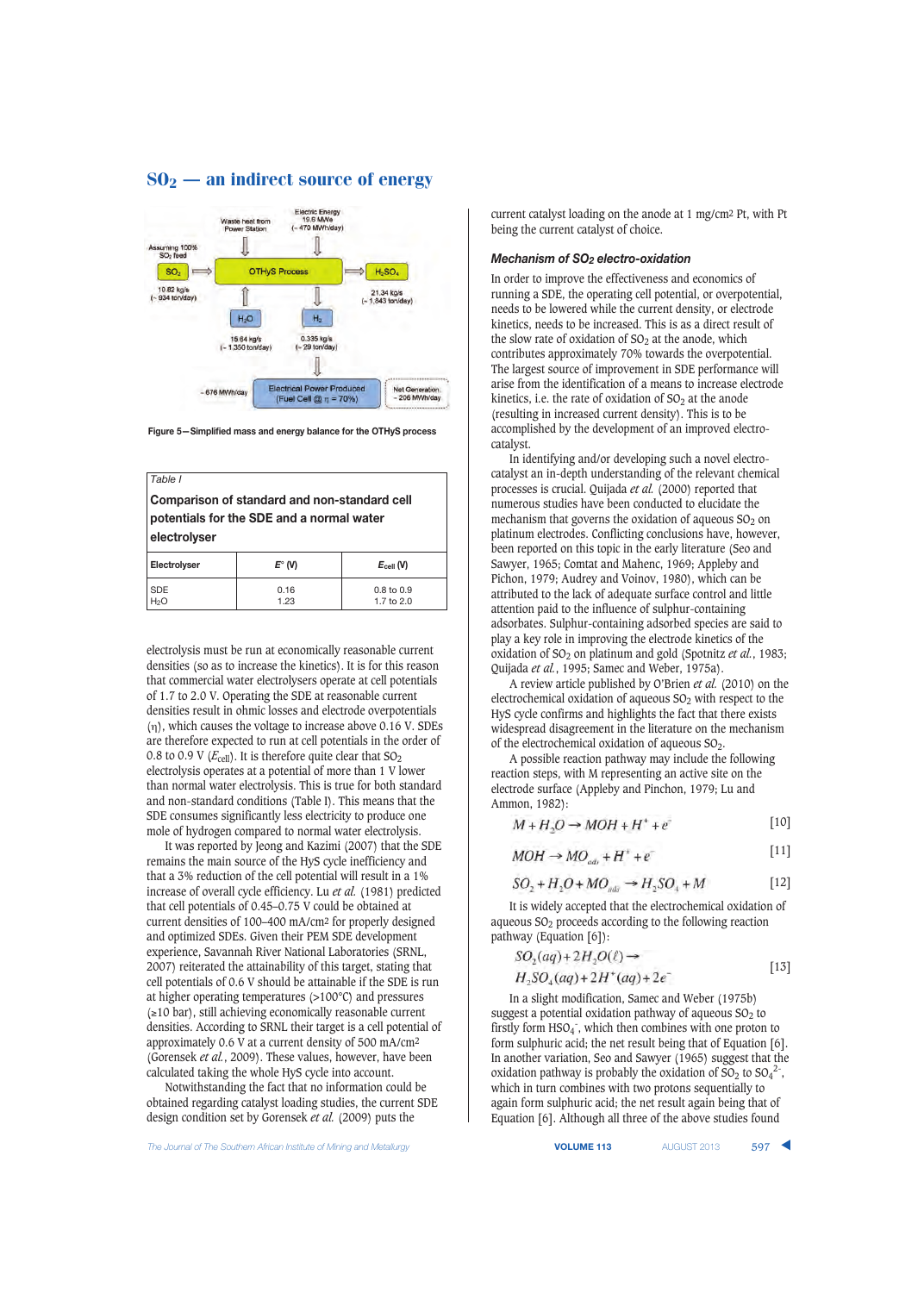## $SO_2$ — an indirect source of energy

Figure 5—Simplified mass and energy balance for the OTHyS process

Table I

**Comparison of standard and non-standard cell potentials for the SDE and a normal water electrolyser**

| Electrolyser | $E°$ (V) | $E_{cell}$ (V) |
|---|---|---|
| SDE | 0.16 | 0.8 to 0.9 |
| $H_2O$ | 1.23 | 1.7 to 2.0 |

electrolysis must be run at economically reasonable current densities (so as to increase the kinetics). It is for this reason that commercial water electrolysers operate at cell potentials of 1.7 to 2.0 V. Operating the SDE at reasonable current densities result in ohmic losses and electrode overpotentials (η), which causes the voltage to increase above 0.16 V. SDEs are therefore expected to run at cell potentials in the order of 0.8 to 0.9 V ($E_{cell}$). It is therefore quite clear that $SO_2$ electrolysis operates at a potential of more than 1 V lower than normal water electrolysis. This is true for both standard and non-standard conditions (Table I). This means that the SDE consumes significantly less electricity to produce one mole of hydrogen compared to normal water electrolysis.

It was reported by Jeong and Kazimi (2007) that the SDE remains the main source of the HyS cycle inefficiency and that a 3% reduction of the cell potential will result in a 1% increase of overall cycle efficiency. Lu *et al.* (1981) predicted that cell potentials of 0.45–0.75 V could be obtained at current densities of 100–400 mA/cm2 for properly designed and optimized SDEs. Given their PEM SDE development experience, Savannah River National Laboratories (SRNL, 2007) reiterated the attainability of this target, stating that cell potentials of 0.6 V should be attainable if the SDE is run at higher operating temperatures (>100°C) and pressures (≥10 bar), still achieving economically reasonable current densities. According to SRNL their target is a cell potential of approximately 0.6 V at a current density of 500 mA/cm2 (Gorensek *et al.*, 2009). These values, however, have been calculated taking the whole HyS cycle into account.

Notwithstanding the fact that no information could be obtained regarding catalyst loading studies, the current SDE design condition set by Gorensek *et al.* (2009) puts the current catalyst loading on the anode at 1 mg/cm2 Pt, with Pt being the current catalyst of choice.

### Mechanism of $SO_2$ electro-oxidation

In order to improve the effectiveness and economics of running a SDE, the operating cell potential, or overpotential, needs to be lowered while the current density, or electrode kinetics, needs to be increased. This is as a direct result of the slow rate of oxidation of $SO_2$ at the anode, which contributes approximately 70% towards the overpotential. The largest source of improvement in SDE performance will arise from the identification of a means to increase electrode kinetics, i.e. the rate of oxidation of $SO_2$ at the anode (resulting in increased current density). This is to be accomplished by the development of an improved electro-catalyst.

In identifying and/or developing such a novel electro-catalyst an in-depth understanding of the relevant chemical processes is crucial. Quijada *et al.* (2000) reported that numerous studies have been conducted to elucidate the mechanism that governs the oxidation of aqueous $SO_2$ on platinum electrodes. Conflicting conclusions have, however, been reported on this topic in the early literature (Seo and Sawyer, 1965; Comtat and Mahenc, 1969; Appleby and Pichon, 1979; Audrey and Voinov, 1980), which can be attributed to the lack of adequate surface control and little attention paid to the influence of sulphur-containing adsorbates. Sulphur-containing adsorbed species are said to play a key role in improving the electrode kinetics of the oxidation of $SO_2$ on platinum and gold (Spotnitz *et al.*, 1983; Quijada *et al.*, 1995; Samec and Weber, 1975a).

A review article published by O'Brien *et al.* (2010) on the electrochemical oxidation of aqueous $SO_2$ with respect to the HyS cycle confirms and highlights the fact that there exists widespread disagreement in the literature on the mechanism of the electrochemical oxidation of aqueous $SO_2$.

A possible reaction pathway may include the following reaction steps, with M representing an active site on the electrode surface (Appleby and Pinchon, 1979; Lu and Ammon, 1982):

$$M + H_2O \rightarrow MOH + H^+ + e^- \quad [10]$$

$$MOH \rightarrow MO_{ads} + H^+ + e^- \quad [11]$$

$$SO_2 + H_2O + MO_{ads} \rightarrow H_2SO_4 + M \quad [12]$$

It is widely accepted that the electrochemical oxidation of aqueous $SO_2$ proceeds according to the following reaction pathway (Equation [6]):

$$SO_2(aq) + 2H_2O(\ell) \rightarrow H_2SO_4(aq) + 2H^+(aq) + 2e^- \quad [13]$$

In a slight modification, Samec and Weber (1975b) suggest a potential oxidation pathway of aqueous $SO_2$ to firstly form $HSO_4^-$, which then combines with one proton to form sulphuric acid; the net result being that of Equation [6]. In another variation, Seo and Sawyer (1965) suggest that the oxidation pathway is probably the oxidation of $SO_2$ to $SO_4^{2-}$, which in turn combines with two protons sequentially to again form sulphuric acid; the net result again being that of Equation [6]. Although all three of the above studies found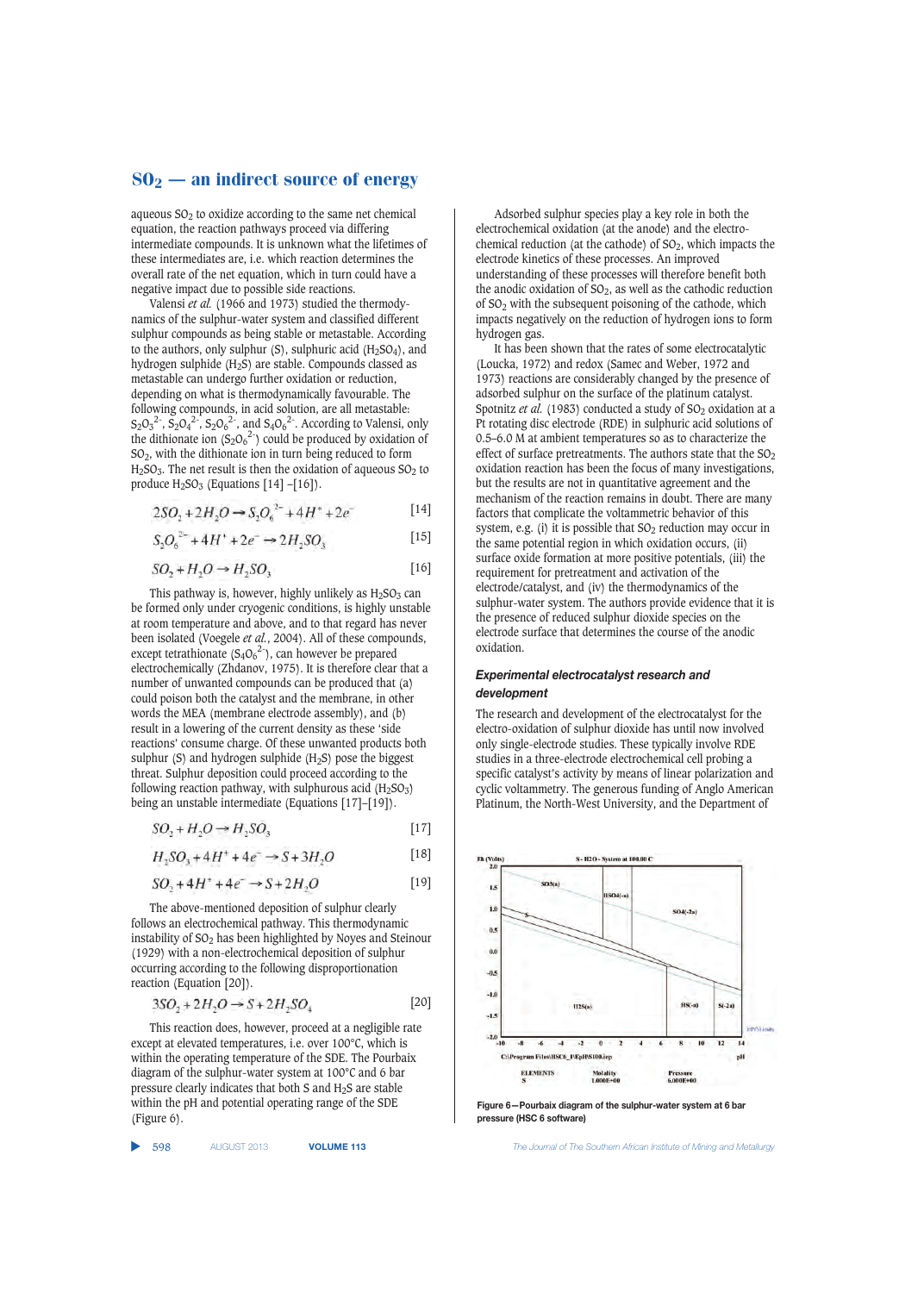aqueous $SO_2$ to oxidize according to the same net chemical equation, the reaction pathways proceed via differing intermediate compounds. It is unknown what the lifetimes of these intermediates are, i.e. which reaction determines the overall rate of the net equation, which in turn could have a negative impact due to possible side reactions.

Valensi *et al.* (1966 and 1973) studied the thermodynamics of the sulphur-water system and classified different sulphur compounds as being stable or metastable. According to the authors, only sulphur (S), sulphuric acid ($H_2SO_4$), and hydrogen sulphide ($H_2S$) are stable. Compounds classed as metastable can undergo further oxidation or reduction, depending on what is thermodynamically favourable. The following compounds, in acid solution, are all metastable: $S_2O_3^{2-}$, $S_2O_4^{2-}$, $S_2O_6^{2-}$, and $S_4O_6^{2-}$. According to Valensi, only the dithionate ion ($S_2O_6^{2-}$) could be produced by oxidation of $SO_2$, with the dithionate ion in turn being reduced to form $H_2SO_3$. The net result is then the oxidation of aqueous $SO_2$ to produce $H_2SO_3$ (Equations [14] –[16]).

$$2SO_2 + 2H_2O \rightarrow S_2O_6^{2-} + 4H^+ + 2e^- \quad [14]$$

$$S_2O_6^{2-} + 4H^+ + 2e^- \rightarrow 2H_2SO_3 \quad [15]$$

$$SO_2 + H_2O \rightarrow H_2SO_3 \quad [16]$$

This pathway is, however, highly unlikely as $H_2SO_3$ can be formed only under cryogenic conditions, is highly unstable at room temperature and above, and to that regard has never been isolated (Voegele *et al.*, 2004). All of these compounds, except tetrathionate ($S_4O_6^{2-}$), can however be prepared electrochemically (Zhdanov, 1975). It is therefore clear that a number of unwanted compounds can be produced that (a) could poison both the catalyst and the membrane, in other words the MEA (membrane electrode assembly), and (b) result in a lowering of the current density as these 'side reactions' consume charge. Of these unwanted products both sulphur (S) and hydrogen sulphide ($H_2S$) pose the biggest threat. Sulphur deposition could proceed according to the following reaction pathway, with sulphurous acid ($H_2SO_3$) being an unstable intermediate (Equations [17]–[19]).

$$SO_2 + H_2O \rightarrow H_2SO_3 \quad [17]$$

$$H_2SO_3 + 4H^+ + 4e^- \rightarrow S + 3H_2O \quad [18]$$

$$SO_2 + 4H^+ + 4e^- \rightarrow S + 2H_2O \quad [19]$$

The above-mentioned deposition of sulphur clearly follows an electrochemical pathway. This thermodynamic instability of $SO_2$ has been highlighted by Noyes and Steinour (1929) with a non-electrochemical deposition of sulphur occurring according to the following disproportionation reaction (Equation [20]).

$$3SO_2 + 2H_2O \rightarrow S + 2H_2SO_4 \quad [20]$$

This reaction does, however, proceed at a negligible rate except at elevated temperatures, i.e. over 100°C, which is within the operating temperature of the SDE. The Pourbaix diagram of the sulphur-water system at 100°C and 6 bar pressure clearly indicates that both S and $H_2S$ are stable within the pH and potential operating range of the SDE (Figure 6).

Adsorbed sulphur species play a key role in both the electrochemical oxidation (at the anode) and the electrochemical reduction (at the cathode) of $SO_2$, which impacts the electrode kinetics of these processes. An improved understanding of these processes will therefore benefit both the anodic oxidation of $SO_2$, as well as the cathodic reduction of $SO_2$ with the subsequent poisoning of the cathode, which impacts negatively on the reduction of hydrogen ions to form hydrogen gas.

It has been shown that the rates of some electrocatalytic (Loucka, 1972) and redox (Samec and Weber, 1972 and 1973) reactions are considerably changed by the presence of adsorbed sulphur on the surface of the platinum catalyst. Spotnitz *et al.* (1983) conducted a study of $SO_2$ oxidation at a Pt rotating disc electrode (RDE) in sulphuric acid solutions of 0.5–6.0 M at ambient temperatures so as to characterize the effect of surface pretreatments. The authors state that the $SO_2$ oxidation reaction has been the focus of many investigations, but the results are not in quantitative agreement and the mechanism of the reaction remains in doubt. There are many factors that complicate the voltammetric behavior of this system, e.g. (i) it is possible that $SO_2$ reduction may occur in the same potential region in which oxidation occurs, (ii) surface oxide formation at more positive potentials, (iii) the requirement for pretreatment and activation of the electrode/catalyst, and (iv) the thermodynamics of the sulphur-water system. The authors provide evidence that it is the presence of reduced sulphur dioxide species on the electrode surface that determines the course of the anodic oxidation.

### Experimental electrocatalyst research and development

The research and development of the electrocatalyst for the electro-oxidation of sulphur dioxide has until now involved only single-electrode studies. These typically involve RDE studies in a three-electrode electrochemical cell probing a specific catalyst's activity by means of linear polarization and cyclic voltammetry. The generous funding of Anglo American Platinum, the North-West University, and the Department of

Figure 6—Pourbaix diagram of the sulphur-water system at 6 bar pressure (HSC 6 software)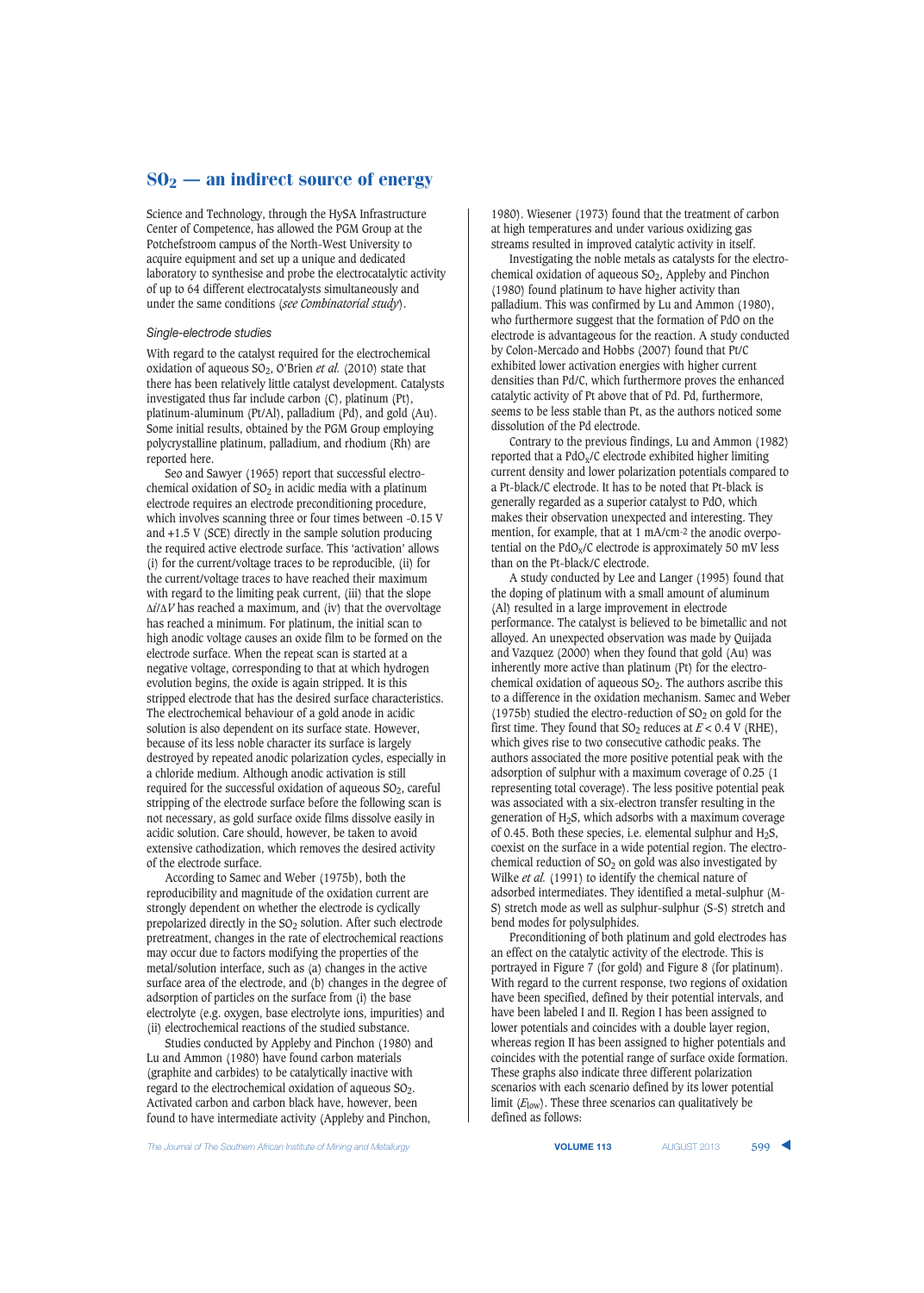Science and Technology, through the HySA Infrastructure Center of Competence, has allowed the PGM Group at the Potchefstroom campus of the North-West University to acquire equipment and set up a unique and dedicated laboratory to synthesise and probe the electrocatalytic activity of up to 64 different electrocatalysts simultaneously and under the same conditions (*see Combinatorial study*).

### *Single-electrode studies*

With regard to the catalyst required for the electrochemical oxidation of aqueous $SO_2$, O'Brien *et al.* (2010) state that there has been relatively little catalyst development. Catalysts investigated thus far include carbon (C), platinum (Pt), platinum-aluminum (Pt/Al), palladium (Pd), and gold (Au). Some initial results, obtained by the PGM Group employing polycrystalline platinum, palladium, and rhodium (Rh) are reported here.

Seo and Sawyer (1965) report that successful electrochemical oxidation of $SO_2$ in acidic media with a platinum electrode requires an electrode preconditioning procedure, which involves scanning three or four times between -0.15 V and +1.5 V (SCE) directly in the sample solution producing the required active electrode surface. This 'activation' allows (i) for the current/voltage traces to be reproducible, (ii) for the current/voltage traces to have reached their maximum with regard to the limiting peak current, (iii) that the slope $\Delta i/\Delta V$ has reached a maximum, and (iv) that the overvoltage has reached a minimum. For platinum, the initial scan to high anodic voltage causes an oxide film to be formed on the electrode surface. When the repeat scan is started at a negative voltage, corresponding to that at which hydrogen evolution begins, the oxide is again stripped. It is this stripped electrode that has the desired surface characteristics. The electrochemical behaviour of a gold anode in acidic solution is also dependent on its surface state. However, because of its less noble character its surface is largely destroyed by repeated anodic polarization cycles, especially in a chloride medium. Although anodic activation is still required for the successful oxidation of aqueous $SO_2$, careful stripping of the electrode surface before the following scan is not necessary, as gold surface oxide films dissolve easily in acidic solution. Care should, however, be taken to avoid extensive cathodization, which removes the desired activity of the electrode surface.

According to Samec and Weber (1975b), both the reproducibility and magnitude of the oxidation current are strongly dependent on whether the electrode is cyclically prepolarized directly in the $SO_2$ solution. After such electrode pretreatment, changes in the rate of electrochemical reactions may occur due to factors modifying the properties of the metal/solution interface, such as (a) changes in the active surface area of the electrode, and (b) changes in the degree of adsorption of particles on its surface from (i) the base electrolyte (e.g. oxygen, base electrolyte ions, impurities) and (ii) electrochemical reactions of the studied substance.

Studies conducted by Appleby and Pinchon (1980) and Lu and Ammon (1980) have found carbon materials (graphite and carbides) to be catalytically inactive with regard to the electrochemical oxidation of aqueous $SO_2$. Activated carbon and carbon black have, however, been found to have intermediate activity (Appleby and Pinchon, 1980). Wiesener (1973) found that the treatment of carbon at high temperatures and under various oxidizing gas streams resulted in improved catalytic activity in itself.

Investigating the noble metals as catalysts for the electrochemical oxidation of aqueous $SO_2$, Appleby and Pinchon (1980) found platinum to have higher activity than palladium. This was confirmed by Lu and Ammon (1980), who furthermore suggest that the formation of PdO on the electrode is advantageous for the reaction. A study conducted by Colon-Mercado and Hobbs (2007) found that Pt/C exhibited lower activation energies with higher current densities than Pd/C, which furthermore proves the enhanced catalytic activity of Pt above that of Pd. Pd, furthermore, seems to be less stable than Pt, as the authors noticed some dissolution of the Pd electrode.

Contrary to the previous findings, Lu and Ammon (1982) reported that a $PdO_x/C$ electrode exhibited higher limiting current density and lower polarization potentials compared to a Pt-black/C electrode. It has to be noted that Pt-black is generally regarded as a superior catalyst to PdO, which makes their observation unexpected and interesting. They mention, for example, that at 1 mA/cm$^{-2}$ the anodic overpotential on the $PdO_x/C$ electrode is approximately 50 mV less than on the Pt-black/C electrode.

A study conducted by Lee and Langer (1995) found that the doping of platinum with a small amount of aluminum (Al) resulted in a large improvement in electrode performance. The catalyst is believed to be bimetallic and not alloyed. An unexpected observation was made by Quijada and Vazquez (2000) when they found that gold (Au) was inherently more active than platinum (Pt) for the electrochemical oxidation of aqueous $SO_2$. The authors ascribe this to a difference in the oxidation mechanism. Samec and Weber (1975b) studied the electro-reduction of $SO_2$ on gold for the first time. They found that $SO_2$ reduces at $E < 0.4$ V (RHE), which gives rise to two consecutive cathodic peaks. The authors associated the more positive potential peak with the adsorption of sulphur with a maximum coverage of 0.25 (1 representing total coverage). The less positive potential peak was associated with a six-electron transfer resulting in the generation of $H_2S$, which adsorbs with a maximum coverage of 0.45. Both these species, i.e. elemental sulphur and $H_2S$, coexist on the surface in a wide potential region. The electrochemical reduction of $SO_2$ on gold was also investigated by Wilke *et al.* (1991) to identify the chemical nature of adsorbed intermediates. They identified a metal-sulphur (M-S) stretch mode as well as sulphur-sulphur (S-S) stretch and bend modes for polysulphides.

Preconditioning of both platinum and gold electrodes has an effect on the catalytic activity of the electrode. This is portrayed in Figure 7 (for gold) and Figure 8 (for platinum). With regard to the current response, two regions of oxidation have been specified, defined by their potential intervals, and have been labeled I and II. Region I has been assigned to lower potentials and coincides with a double layer region, whereas region II has been assigned to higher potentials and coincides with the potential range of surface oxide formation. These graphs also indicate three different polarization scenarios with each scenario defined by its lower potential limit ($E_{low}$). These three scenarios can qualitatively be defined as follows: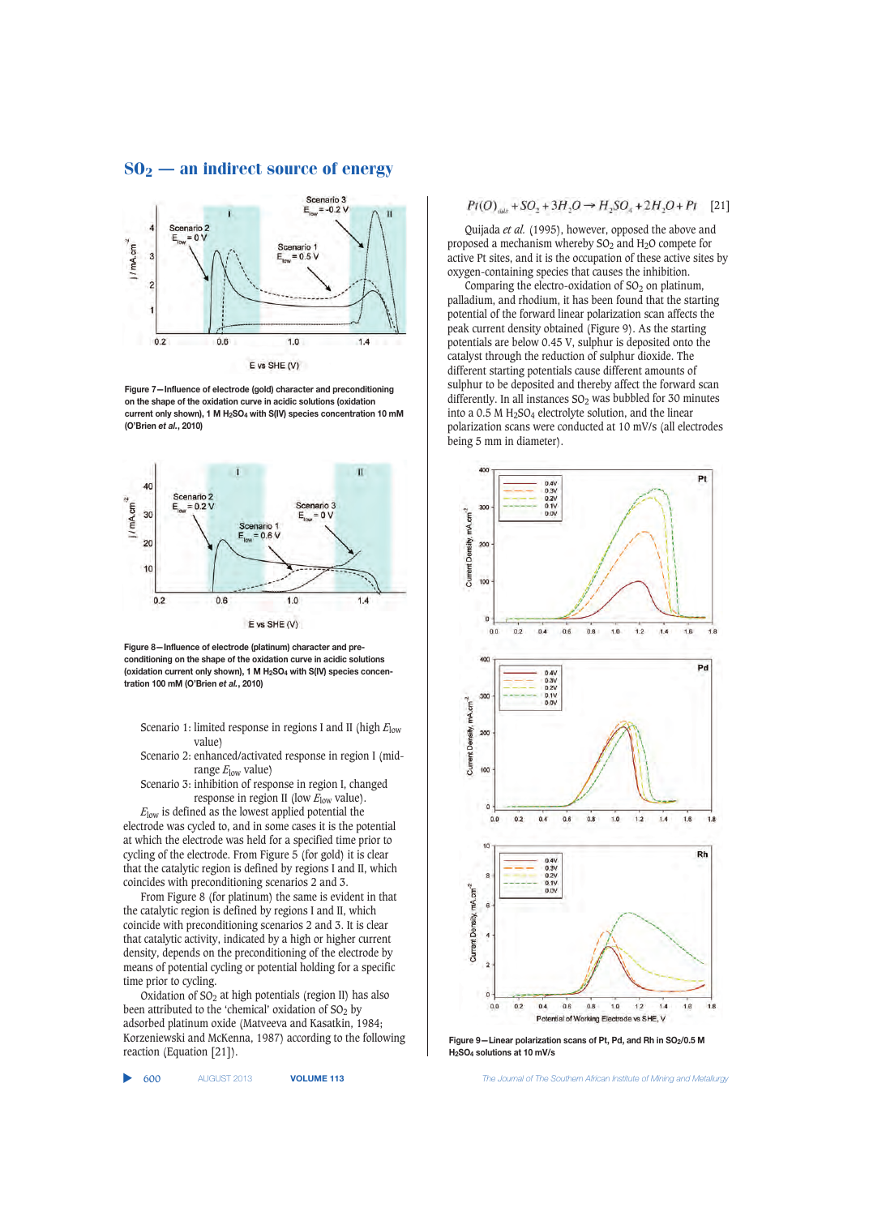# $SO_2$ — an indirect source of energy

Figure 7—Influence of electrode (gold) character and preconditioning on the shape of the oxidation curve in acidic solutions (oxidation current only shown), 1 M $H_2SO_4$ with S(IV) species concentration 10 mM (O'Brien *et al.*, 2010)

Figure 8—Influence of electrode (platinum) character and pre-conditioning on the shape of the oxidation curve in acidic solutions (oxidation current only shown), 1 M $H_2SO_4$ with S(IV) species concentration 100 mM (O'Brien *et al.*, 2010)

Scenario 1: limited response in regions I and II (high $E_{low}$ value)

Scenario 2: enhanced/activated response in region I (mid-range $E_{low}$ value)

Scenario 3: inhibition of response in region I, changed response in region II (low $E_{low}$ value).

$E_{low}$ is defined as the lowest applied potential the electrode was cycled to, and in some cases it is the potential at which the electrode was held for a specified time prior to cycling of the electrode. From Figure 5 (for gold) it is clear that the catalytic region is defined by regions I and II, which coincides with preconditioning scenarios 2 and 3.

From Figure 8 (for platinum) the same is evident in that the catalytic region is defined by regions I and II, which coincide with preconditioning scenarios 2 and 3. It is clear that catalytic activity, indicated by a high or higher current density, depends on the preconditioning of the electrode by means of potential cycling or potential holding for a specific time prior to cycling.

Oxidation of $SO_2$ at high potentials (region II) has also been attributed to the 'chemical' oxidation of $SO_2$ by adsorbed platinum oxide (Matveeva and Kasatkin, 1984; Korzeniewski and McKenna, 1987) according to the following reaction (Equation [21]).

$$Pt(O)_{ads} + SO_2 + 3H_2O \rightarrow H_2SO_4 + 2H_2O + Pt \quad [21]$$

Quijada *et al.* (1995), however, opposed the above and proposed a mechanism whereby $SO_2$ and $H_2O$ compete for active Pt sites, and it is the occupation of these active sites by oxygen-containing species that causes the inhibition.

Comparing the electro-oxidation of $SO_2$ on platinum, palladium, and rhodium, it has been found that the starting potential of the forward linear polarization scan affects the peak current density obtained (Figure 9). As the starting potentials are below 0.45 V, sulphur is deposited onto the catalyst through the reduction of sulphur dioxide. The different starting potentials cause different amounts of sulphur to be deposited and thereby affect the forward scan differently. In all instances $SO_2$ was bubbled for 30 minutes into a 0.5 M $H_2SO_4$ electrolyte solution, and the linear polarization scans were conducted at 10 mV/s (all electrodes being 5 mm in diameter).

Figure 9—Linear polarization scans of Pt, Pd, and Rh in $SO_2$/0.5 M $H_2SO_4$ solutions at 10 mV/s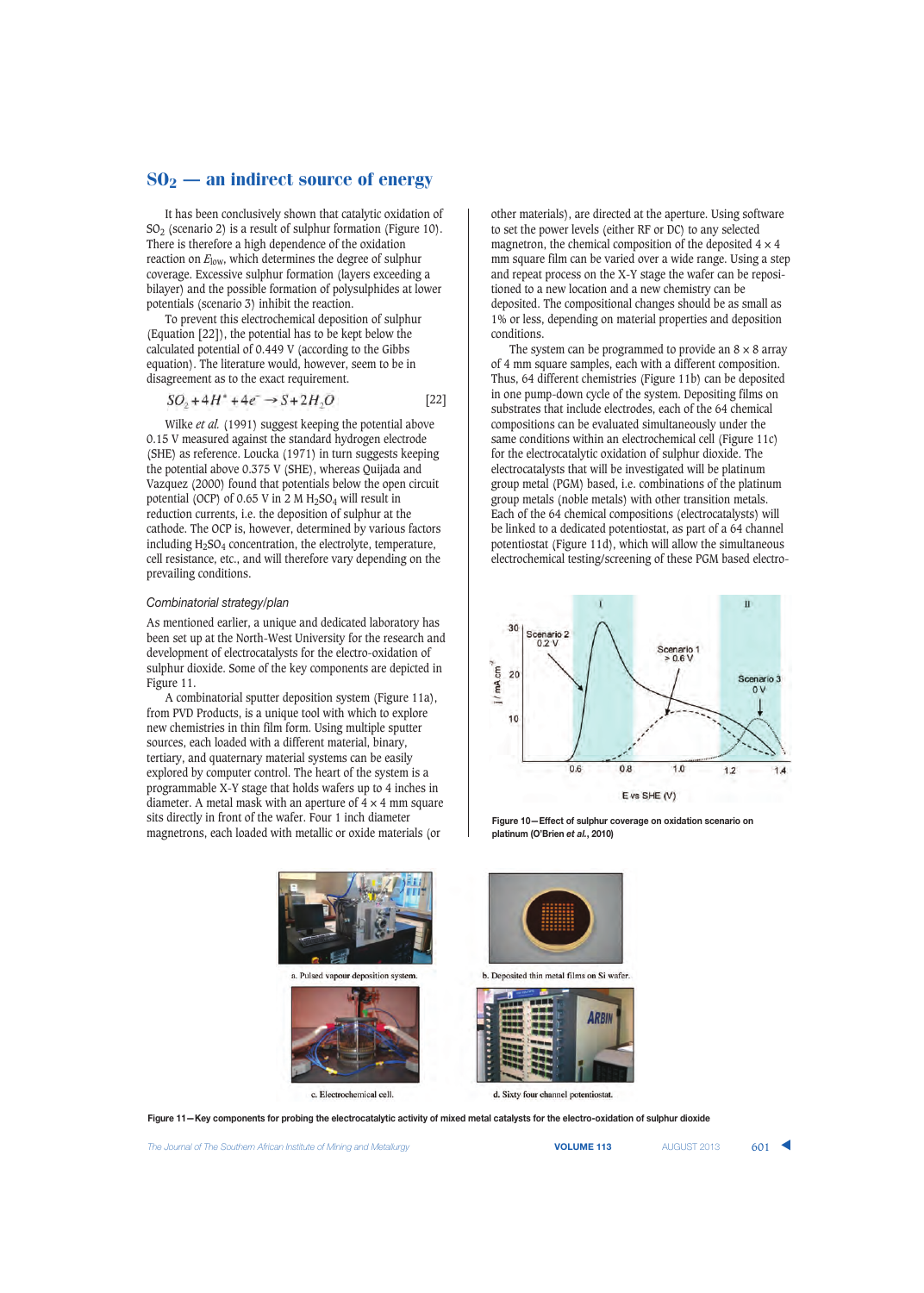## $SO_2$ — an indirect source of energy

It has been conclusively shown that catalytic oxidation of $SO_2$ (scenario 2) is a result of sulphur formation (Figure 10). There is therefore a high dependence of the oxidation reaction on $E_{low}$, which determines the degree of sulphur coverage. Excessive sulphur formation (layers exceeding a bilayer) and the possible formation of polysulphides at lower potentials (scenario 3) inhibit the reaction.

To prevent this electrochemical deposition of sulphur (Equation [22]), the potential has to be kept below the calculated potential of 0.449 V (according to the Gibbs equation). The literature would, however, seem to be in disagreement as to the exact requirement.

$$SO_2 + 4H^+ + 4e^- \rightarrow S + 2H_2O \qquad [22]$$

Wilke *et al.* (1991) suggest keeping the potential above 0.15 V measured against the standard hydrogen electrode (SHE) as reference. Loucka (1971) in turn suggests keeping the potential above 0.375 V (SHE), whereas Quijada and Vazquez (2000) found that potentials below the open circuit potential (OCP) of 0.65 V in 2 M $H_2SO_4$ will result in reduction currents, i.e. the deposition of sulphur at the cathode. The OCP is, however, determined by various factors including $H_2SO_4$ concentration, the electrolyte, temperature, cell resistance, etc., and will therefore vary depending on the prevailing conditions.

### Combinatorial strategy/plan

As mentioned earlier, a unique and dedicated laboratory has been set up at the North-West University for the research and development of electrocatalysts for the electro-oxidation of sulphur dioxide. Some of the key components are depicted in Figure 11.

A combinatorial sputter deposition system (Figure 11a), from PVD Products, is a unique tool with which to explore new chemistries in thin film form. Using multiple sputter sources, each loaded with a different material, binary, tertiary, and quaternary material systems can be easily explored by computer control. The heart of the system is a programmable X-Y stage that holds wafers up to 4 inches in diameter. A metal mask with an aperture of 4 × 4 mm square sits directly in front of the wafer. Four 1 inch diameter magnetrons, each loaded with metallic or oxide materials (or other materials), are directed at the aperture. Using software to set the power levels (either RF or DC) to any selected magnetron, the chemical composition of the deposited 4 × 4 mm square film can be varied over a wide range. Using a step and repeat process on the X-Y stage the wafer can be repositioned to a new location and a new chemistry can be deposited. The compositional changes should be as small as 1% or less, depending on material properties and deposition conditions.

The system can be programmed to provide an 8 × 8 array of 4 mm square samples, each with a different composition. Thus, 64 different chemistries (Figure 11b) can be deposited in one pump-down cycle of the system. Depositing films on substrates that include electrodes, each of the 64 chemical compositions can be evaluated simultaneously under the same conditions within an electrochemical cell (Figure 11c) for the electrocatalytic oxidation of sulphur dioxide. The electrocatalysts that will be investigated will be platinum group metal (PGM) based, i.e. combinations of the platinum group metals (noble metals) with other transition metals. Each of the 64 chemical compositions (electrocatalysts) will be linked to a dedicated potentiostat, as part of a 64 channel potentiostat (Figure 11d), which will allow the simultaneous electrochemical testing/screening of these PGM based electro-

Figure 10—Effect of sulphur coverage on oxidation scenario on platinum (O'Brien *et al.*, 2010)

a. Pulsed vapour deposition system.

b. Deposited thin metal films on Si wafer.

c. Electrochemical cell.

d. Sixty four channel potentiostat.

Figure 11—Key components for probing the electrocatalytic activity of mixed metal catalysts for the electro-oxidation of sulphur dioxide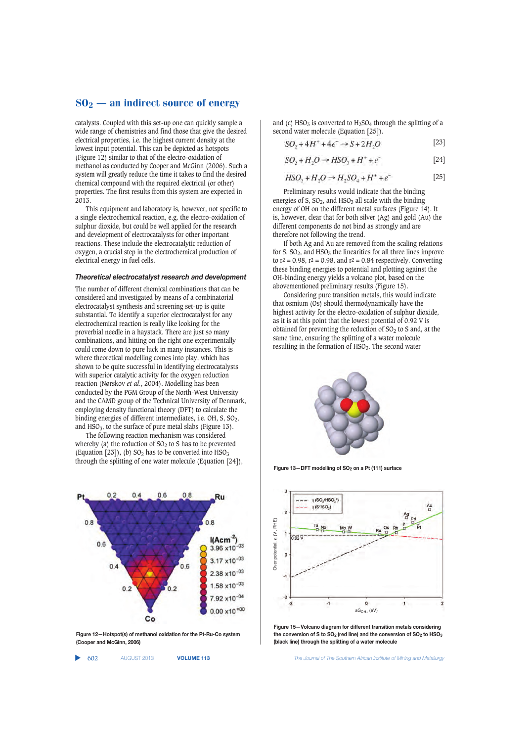catalysts. Coupled with this set-up one can quickly sample a wide range of chemistries and find those that give the desired electrical properties, i.e. the highest current density at the lowest input potential. This can be depicted as hotspots (Figure 12) similar to that of the electro-oxidation of methanol as conducted by Cooper and McGinn (2006). Such a system will greatly reduce the time it takes to find the desired chemical compound with the required electrical (or other) properties. The first results from this system are expected in 2013.

This equipment and laboratory is, however, not specific to a single electrochemical reaction, e.g. the electro-oxidation of sulphur dioxide, but could be well applied for the research and development of electrocatalysts for other important reactions. These include the electrocatalytic reduction of oxygen, a crucial step in the electrochemical production of electrical energy in fuel cells.

### *Theoretical electrocatalyst research and development*

The number of different chemical combinations that can be considered and investigated by means of a combinatorial electrocatalyst synthesis and screening set-up is quite substantial. To identify a superior electrocatalyst for any electrochemical reaction is like looking for the proverbial needle in a haystack. There are just so many combinations, and hitting on the right one experimentally could come down to pure luck in many instances. This is where theoretical modelling comes into play, which has shown to be quite successful in identifying electrocatalysts with superior catalytic activity for the oxygen reduction reaction (Nørskov *et al.*, 2004). Modelling has been conducted by the PGM Group of the North-West University and the CAMD group of the Technical University of Denmark, employing density functional theory (DFT) to calculate the binding energies of different intermediates, i.e. OH, S, $SO_2$, and $HSO_3$, to the surface of pure metal slabs (Figure 13).

The following reaction mechanism was considered whereby (a) the reduction of $SO_2$ to S has to be prevented (Equation [23]), (b) $SO_2$ has to be converted into $HSO_3$ through the splitting of one water molecule (Equation [24]), and (c) $HSO_3$ is converted to $H_2SO_4$ through the splitting of a second water molecule (Equation [25]).

$$SO_2 + 4H^+ + 4e^- \rightarrow S + 2H_2O \quad [23]$$

$$SO_2 + H_2O \rightarrow HSO_3 + H^+ + e^- \quad [24]$$

$$HSO_3 + H_2O \rightarrow H_2SO_4 + H^+ + e^- \quad [25]$$

Preliminary results would indicate that the binding energies of S, $SO_2$, and $HSO_3$ all scale with the binding energy of OH on the different metal surfaces (Figure 14). It is, however, clear that for both silver (Ag) and gold (Au) the different components do not bind as strongly and are therefore not following the trend.

If both Ag and Au are removed from the scaling relations for S, $SO_2$, and $HSO_3$ the linearities for all three lines improve to $r^2 = 0.98$, $r^2 = 0.98$, and $r^2 = 0.84$ respectively. Converting these binding energies to potential and plotting against the OH-binding energy yields a volcano plot, based on the abovementioned preliminary results (Figure 15).

Considering pure transition metals, this would indicate that osmium (Os) should thermodynamically have the highest activity for the electro-oxidation of sulphur dioxide, as it is at this point that the lowest potential of 0.92 V is obtained for preventing the reduction of $SO_2$ to S and, at the same time, ensuring the splitting of a water molecule resulting in the formation of $HSO_3$. The second water

Figure 12—Hotspot(s) of methanol oxidation for the Pt-Ru-Co system (Cooper and McGinn, 2006)

Figure 13—DFT modelling of $SO_2$ on a Pt (111) surface

Figure 15—Volcano diagram for different transition metals considering the conversion of S to $SO_2$ (red line) and the conversion of $SO_2$ to $HSO_3$ (black line) through the splitting of a water molecule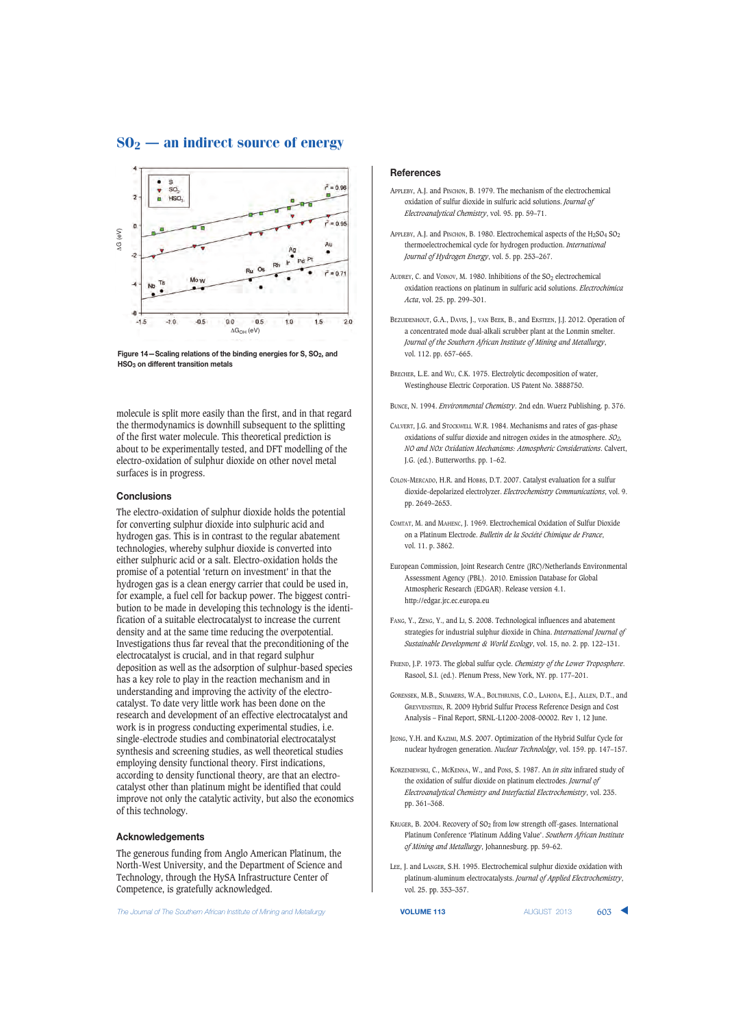Figure 14—Scaling relations of the binding energies for S, $SO_2$, and $HSO_3$ on different transition metals

molecule is split more easily than the first, and in that regard the thermodynamics is downhill subsequent to the splitting of the first water molecule. This theoretical prediction is about to be experimentally tested, and DFT modelling of the electro-oxidation of sulphur dioxide on other novel metal surfaces is in progress.

## Conclusions

The electro-oxidation of sulphur dioxide holds the potential for converting sulphur dioxide into sulphuric acid and hydrogen gas. This is in contrast to the regular abatement technologies, whereby sulphur dioxide is converted into either sulphuric acid or a salt. Electro-oxidation holds the promise of a potential 'return on investment' in that the hydrogen gas is a clean energy carrier that could be used in, for example, a fuel cell for backup power. The biggest contribution to be made in developing this technology is the identification of a suitable electrocatalyst to increase the current density and at the same time reducing the overpotential. Investigations thus far reveal that the preconditioning of the electrocatalyst is crucial, and in that regard sulphur deposition as well as the adsorption of sulphur-based species has a key role to play in the reaction mechanism and in understanding and improving the activity of the electrocatalyst. To date very little work has been done on the research and development of an effective electrocatalyst and work is in progress conducting experimental studies, i.e. single-electrode studies and combinatorial electrocatalyst synthesis and screening studies, as well theoretical studies employing density functional theory. First indications, according to density functional theory, are that an electrocatalyst other than platinum might be identified that could improve not only the catalytic activity, but also the economics of this technology.

## Acknowledgements

The generous funding from Anglo American Platinum, the North-West University, and the Department of Science and Technology, through the HySA Infrastructure Center of Competence, is gratefully acknowledged.

## References

Appleby, A.J. and Pinchon, B. 1979. The mechanism of the electrochemical oxidation of sulfur dioxide in sulfuric acid solutions. *Journal of Electroanalytical Chemistry*, vol. 95. pp. 59–71.

Appleby, A.J. and Pinchon, B. 1980. Electrochemical aspects of the $H_2SO_4$ $SO_2$ thermoelectrochemical cycle for hydrogen production. *International Journal of Hydrogen Energy*, vol. 5. pp. 253–267.

Audrey, C. and Voinov, M. 1980. Inhibitions of the $SO_2$ electrochemical oxidation reactions on platinum in sulfuric acid solutions. *Electrochimica Acta*, vol. 25. pp. 299–301.

Bezuidenhout, G.A., Davis, J., van Beek, B., and Eksteen, J.J. 2012. Operation of a concentrated mode dual-alkali scrubber plant at the Lonmin smelter. *Journal of the Southern African Institute of Mining and Metallurgy*, vol. 112. pp. 657–665.

Brecher, L.E. and Wu, C.K. 1975. Electrolytic decomposition of water, Westinghouse Electric Corporation. US Patent No. 3888750.

Bunce, N. 1994. *Environmental Chemistry*. 2nd edn. Wuerz Publishing. p. 376.

Calvert, J.G. and Stockwell W.R. 1984. Mechanisms and rates of gas-phase oxidations of sulfur dioxide and nitrogen oxides in the atmosphere. *$SO_2$, NO and NOx Oxidation Mechanisms: Atmospheric Considerations*. Calvert, J.G. (ed.). Butterworths. pp. 1–62.

Colon-Mercado, H.R. and Hobbs, D.T. 2007. Catalyst evaluation for a sulfur dioxide-depolarized electrolyzer. *Electrochemistry Communications*, vol. 9. pp. 2649–2653.

Comtat, M. and Mahenc, J. 1969. Electrochemical Oxidation of Sulfur Dioxide on a Platinum Electrode. *Bulletin de la Société Chimique de France*, vol. 11. p. 3862.

European Commission, Joint Research Centre (JRC)/Netherlands Environmental Assessment Agency (PBL). 2010. Emission Database for Global Atmospheric Research (EDGAR). Release version 4.1. http://edgar.jrc.ec.europa.eu

Fang, Y., Zeng, Y., and Li, S. 2008. Technological influences and abatement strategies for industrial sulphur dioxide in China. *International Journal of Sustainable Development & World Ecology*, vol. 15, no. 2. pp. 122–131.

Friend, J.P. 1973. The global sulfur cycle. *Chemistry of the Lower Troposphere*. Rasool, S.I. (ed.). Plenum Press, New York, NY. pp. 177–201.

Gorensek, M.B., Summers, W.A., Bolthrunis, C.O., Lahoda, E.J., Allen, D.T., and Greyvenstein, R. 2009 Hybrid Sulfur Process Reference Design and Cost Analysis – Final Report, SRNL-L1200-2008-00002. Rev 1, 12 June.

Jeong, Y.H. and Kazimi, M.S. 2007. Optimization of the Hybrid Sulfur Cycle for nuclear hydrogen generation. *Nuclear Technolgy*, vol. 159. pp. 147–157.

Korzeniewski, C., McKenna, W., and Pons, S. 1987. An *in situ* infrared study of the oxidation of sulfur dioxide on platinum electrodes. *Journal of Electroanalytical Chemistry and Interfactial Electrochemistry*, vol. 235. pp. 361–368.

Kruger, B. 2004. Recovery of $SO_2$ from low strength off-gases. International Platinum Conference 'Platinum Adding Value'. *Southern African Institute of Mining and Metallurgy*, Johannesburg. pp. 59–62.

Lee, J. and Langer, S.H. 1995. Electrochemical sulphur dioxide oxidation with platinum-aluminum electrocatalysts. *Journal of Applied Electrochemistry*, vol. 25. pp. 353–357.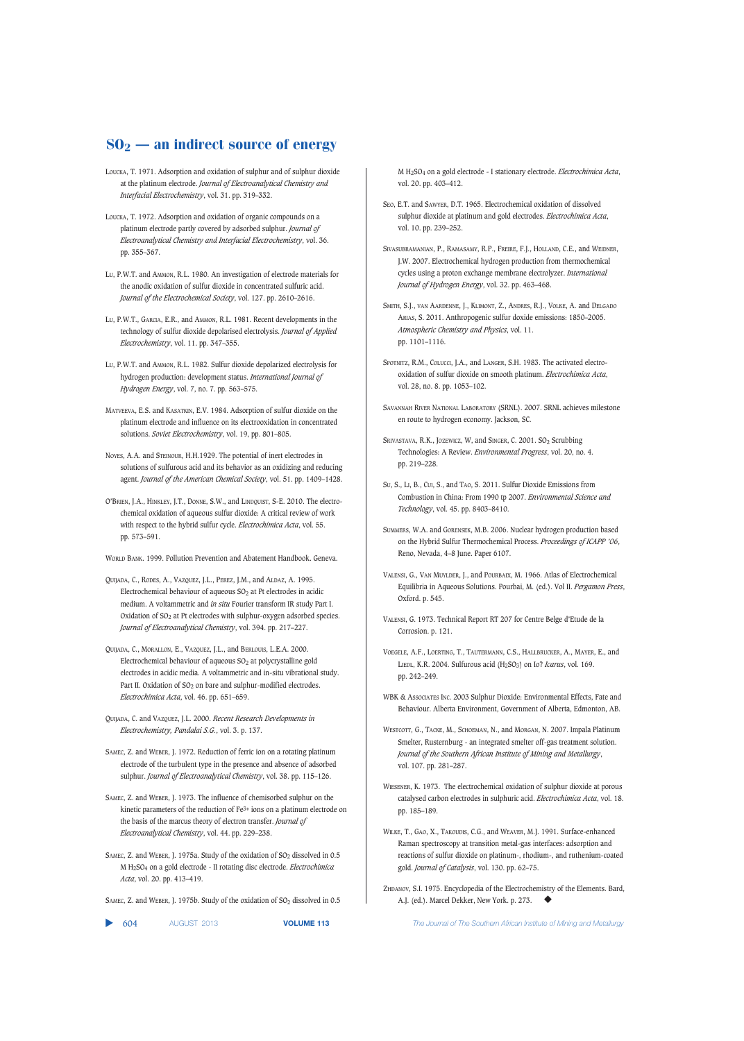LOUCKA, T. 1971. Adsorption and oxidation of sulphur and of sulphur dioxide at the platinum electrode. *Journal of Electroanalytical Chemistry and Interfacial Electrochemistry*, vol. 31. pp. 319–332.

LOUCKA, T. 1972. Adsorption and oxidation of organic compounds on a platinum electrode partly covered by adsorbed sulphur. *Journal of Electroanalytical Chemistry and Interfacial Electrochemistry*, vol. 36. pp. 355–367.

LU, P.W.T. and AMMON, R.L. 1980. An investigation of electrode materials for the anodic oxidation of sulfur dioxide in concentrated sulfuric acid. *Journal of the Electrochemical Society*, vol. 127. pp. 2610–2616.

LU, P.W.T., GARCIA, E.R., and AMMON, R.L. 1981. Recent developments in the technology of sulfur dioxide depolarised electrolysis. *Journal of Applied Electrochemistry*, vol. 11. pp. 347–355.

LU, P.W.T. and AMMON, R.L. 1982. Sulfur dioxide depolarized electrolysis for hydrogen production: development status. *International Journal of Hydrogen Energy*, vol. 7, no. 7. pp. 563–575.

MATVEEVA, E.S. and KASATKIN, E.V. 1984. Adsorption of sulfur dioxide on the platinum electrode and influence on its electrooxidation in concentrated solutions. *Soviet Electrochemistry*, vol. 19, pp. 801–805.

NOYES, A.A. and STEINOUR, H.H.1929. The potential of inert electrodes in solutions of sulfurous acid and its behavior as an oxidizing and reducing agent. *Journal of the American Chemical Society*, vol. 51. pp. 1409–1428.

O'BRIEN, J.A., HINKLEY, J.T., DONNE, S.W., and LINDQUIST, S-E. 2010. The electrochemical oxidation of aqueous sulfur dioxide: A critical review of work with respect to the hybrid sulfur cycle. *Electrochimica Acta*, vol. 55. pp. 573–591.

WORLD BANK. 1999. Pollution Prevention and Abatement Handbook. Geneva.

QUIJADA, C., RODES, A., VAZQUEZ, J.L., PEREZ, J.M., and ALDAZ, A. 1995. Electrochemical behaviour of aqueous $SO_2$ at Pt electrodes in acidic medium. A voltammetric and *in situ* Fourier transform IR study Part I. Oxidation of $SO_2$ at Pt electrodes with sulphur-oxygen adsorbed species. *Journal of Electroanalytical Chemistry*, vol. 394. pp. 217–227.

QUIJADA, C., MORALLON, E., VAZQUEZ, J.L., and BERLOUIS, L.E.A. 2000. Electrochemical behaviour of aqueous $SO_2$ at polycrystalline gold electrodes in acidic media. A voltammetric and in-situ vibrational study. Part II. Oxidation of $SO_2$ on bare and sulphur-modified electrodes. *Electrochimica Acta*, vol. 46. pp. 651–659.

QUIJADA, C. and VAZQUEZ, J.L. 2000. *Recent Research Developments in Electrochemistry, Pandalai S.G.*, vol. 3. p. 137.

SAMEC, Z. and WEBER, J. 1972. Reduction of ferric ion on a rotating platinum electrode of the turbulent type in the presence and absence of adsorbed sulphur. *Journal of Electroanalytical Chemistry*, vol. 38. pp. 115–126.

SAMEC, Z. and WEBER, J. 1973. The influence of chemisorbed sulphur on the kinetic parameters of the reduction of $Fe^{3+}$ ions on a platinum electrode on the basis of the marcus theory of electron transfer. *Journal of Electroanalytical Chemistry*, vol. 44. pp. 229–238.

SAMEC, Z. and WEBER, J. 1975a. Study of the oxidation of $SO_2$ dissolved in 0.5 M $H_2SO_4$ on a gold electrode - II rotating disc electrode. *Electrochimica Acta*, vol. 20. pp. 413–419.

SAMEC, Z. and WEBER, J. 1975b. Study of the oxidation of $SO_2$ dissolved in 0.5 M $H_2SO_4$ on a gold electrode - I stationary electrode. *Electrochimica Acta*, vol. 20. pp. 403–412.

SEO, E.T. and SAWYER, D.T. 1965. Electrochemical oxidation of dissolved sulphur dioxide at platinum and gold electrodes. *Electrochimica Acta*, vol. 10. pp. 239–252.

SIVASUBRAMANIAN, P., RAMASAMY, R.P., FREIRE, F.J., HOLLAND, C.E., and WEIDNER, J.W. 2007. Electrochemical hydrogen production from thermochemical cycles using a proton exchange membrane electrolyzer. *International Journal of Hydrogen Energy*, vol. 32. pp. 463–468.

SMITH, S.J., VAN AARDENNE, J., KLIMONT, Z., ANDRES, R.J., VOLKE, A. and DELGADO ARIAS, S. 2011. Anthropogenic sulfur doxide emissions: 1850–2005. *Atmospheric Chemistry and Physics*, vol. 11. pp. 1101–1116.

SPOTNITZ, R.M., COLUCCI, J.A., and LANGER, S.H. 1983. The activated electrooxidation of sulfur dioxide on smooth platinum. *Electrochimica Acta*, vol. 28, no. 8. pp. 1053–102.

SAVANNAH RIVER NATIONAL LABORATORY (SRNL). 2007. SRNL achieves milestone en route to hydrogen economy. Jackson, SC.

SRIVASTAVA, R.K., JOZEWICZ, W, and SINGER, C. 2001. $SO_2$ Scrubbing Technologies: A Review. *Environmental Progress*, vol. 20, no. 4. pp. 219–228.

SU, S., LI, B., CUI, S., and TAO, S. 2011. Sulfur Dioxide Emissions from Combustion in China: From 1990 tp 2007. *Environmental Science and Technology*, vol. 45. pp. 8403–8410.

SUMMERS, W.A. and GORENSEK, M.B. 2006. Nuclear hydrogen production based on the Hybrid Sulfur Thermochemical Process. *Proceedings of ICAPP '06*, Reno, Nevada, 4–8 June. Paper 6107.

VALENSI, G., VAN MUYLDER, J., and POURBAIX, M. 1966. Atlas of Electrochemical Equilibria in Aqueous Solutions. Pourbai, M. (ed.). Vol II. *Pergamon Press*, Oxford. p. 545.

VALENSI, G. 1973. Technical Report RT 207 for Centre Belge d'Etude de la Corrosion. p. 121.

VOEGELE, A.F., LOERTING, T., TAUTERMANN, C.S., HALLBRUCKER, A., MAYER, E., and LIEDL, K.R. 2004. Sulfurous acid ($H_2SO_3$) on Io? *Icarus*, vol. 169. pp. 242–249.

WBK & ASSOCIATES INC. 2003 Sulphur Dioxide: Environmental Effects, Fate and Behaviour. Alberta Environment, Government of Alberta, Edmonton, AB.

WESTCOTT, G., TACKE, M., SCHOEMAN, N., and MORGAN, N. 2007. Impala Platinum Smelter, Rusternburg - an integrated smelter off-gas treatment solution. *Journal of the Southern African Institute of Mining and Metallurgy*, vol. 107. pp. 281–287.

WIESENER, K. 1973. The electrochemical oxidation of sulphur dioxide at porous catalysed carbon electrodes in sulphuric acid. *Electrochimica Acta*, vol. 18. pp. 185–189.

WILKE, T., GAO, X., TAKOUDIS, C.G., and WEAVER, M.J. 1991. Surface-enhanced Raman spectroscopy at transition metal-gas interfaces: adsorption and reactions of sulfur dioxide on platinum-, rhodium-, and ruthenium-coated gold. *Journal of Catalysis*, vol. 130. pp. 62–75.

ZHDANOV, S.I. 1975. Encyclopedia of the Electrochemistry of the Elements. Bard, A.J. (ed.). Marcel Dekker, New York. p. 273. ◆